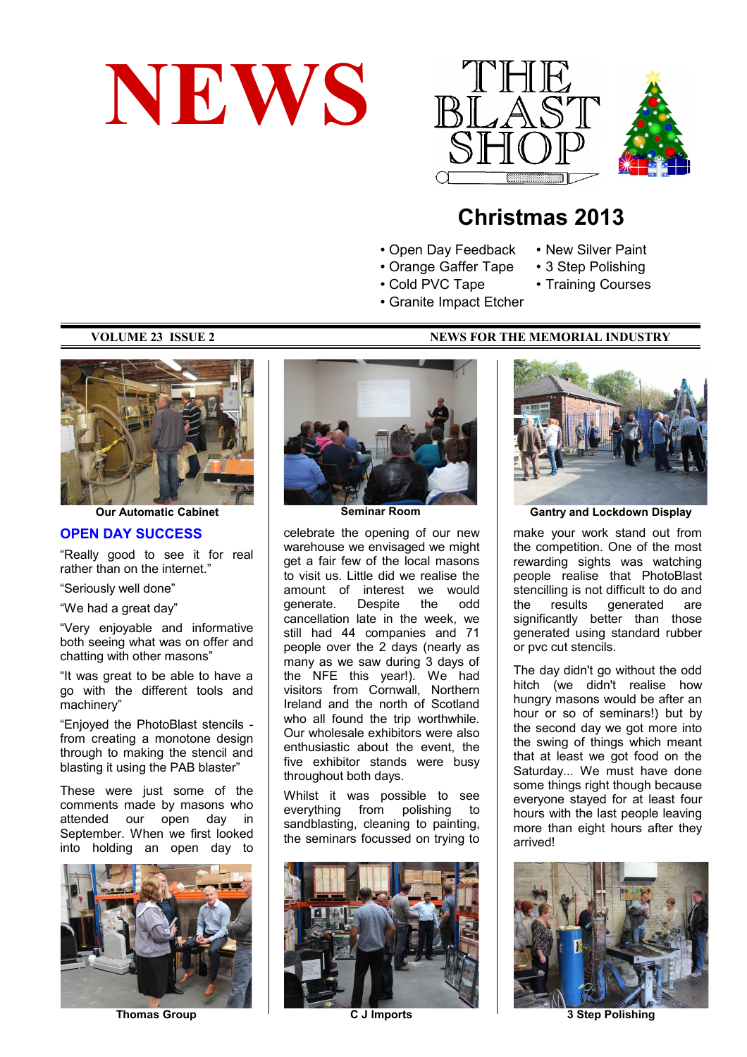# NEWS

# THE BLAST SHOP

## Christmas 2013

- Open Day Feedback
- Orange Gaffer Tape
- Cold PVC Tape
- Granite Impact Etcher
- New Silver Paint
- 3 Step Polishing
- Training Courses

**VOLUME 23 ISSUE 2** — **NEWS FOR THE MEMORIAL INDUSTRY**

**Our Automatic Cabinet**

## OPEN DAY SUCCESS

"Really good to see it for real rather than on the internet."

"Seriously well done"

"We had a great day"

"Very enjoyable and informative both seeing what was on offer and chatting with other masons"

"It was great to be able to have a go with the different tools and machinery"

"Enjoyed the PhotoBlast stencils - from creating a monotone design through to making the stencil and blasting it using the PAB blaster"

These were just some of the comments made by masons who attended our open day in September. When we first looked into holding an open day to celebrate the opening of our new warehouse we envisaged we might get a fair few of the local masons to visit us. Little did we realise the amount of interest we would generate. Despite the odd cancellation late in the week, we still had 44 companies and 71 people over the 2 days (nearly as many as we saw during 3 days of the NFE this year!). We had visitors from Cornwall, Northern Ireland and the north of Scotland who all found the trip worthwhile. Our wholesale exhibitors were also enthusiastic about the event, the five exhibitor stands were busy throughout both days.

**Thomas Group**

**Seminar Room**

Whilst it was possible to see everything from polishing to sandblasting, cleaning to painting, the seminars focussed on trying to make your work stand out from the competition. One of the most rewarding sights was watching people realise that PhotoBlast stencilling is not difficult to do and the results generated are significantly better than those generated using standard rubber or pvc cut stencils.

**C J Imports**

**Gantry and Lockdown Display**

The day didn't go without the odd hitch (we didn't realise how hungry masons would be after an hour or so of seminars!) but by the second day we got more into the swing of things which meant that at least we got food on the Saturday... We must have done some things right though because everyone stayed for at least four hours with the last people leaving more than eight hours after they arrived!

**3 Step Polishing**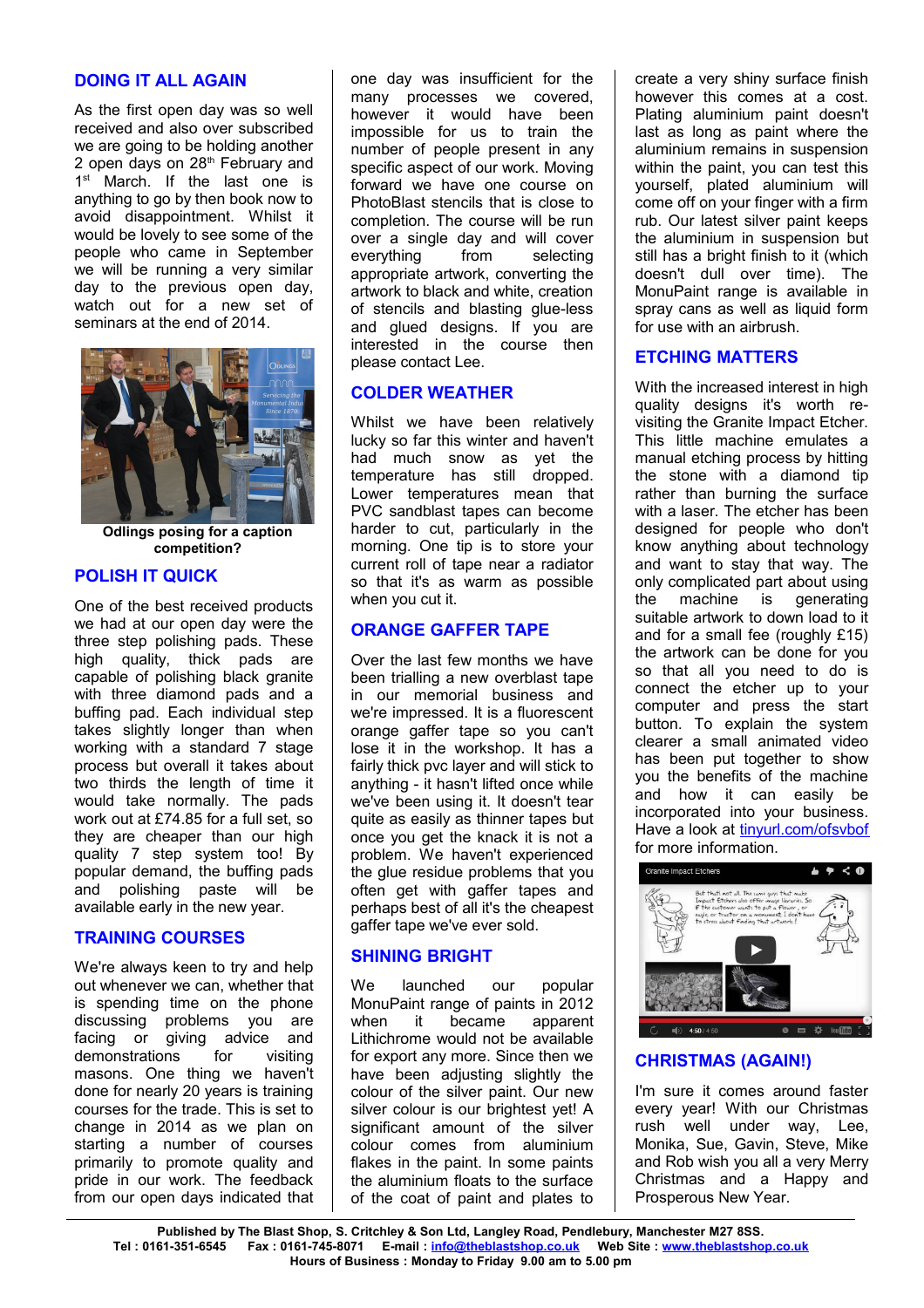## DOING IT ALL AGAIN

As the first open day was so well received and also over subscribed we are going to be holding another 2 open days on 28th February and 1st March. If the last one is anything to go by then book now to avoid disappointment. Whilst it would be lovely to see some of the people who came in September we will be running a very similar day to the previous open day, watch out for a new set of seminars at the end of 2014.

**Odlings posing for a caption competition?**

## POLISH IT QUICK

One of the best received products we had at our open day were the three step polishing pads. These high quality, thick pads are capable of polishing black granite with three diamond pads and a buffing pad. Each individual step takes slightly longer than when working with a standard 7 stage process but overall it takes about two thirds the length of time it would take normally. The pads work out at £74.85 for a full set, so they are cheaper than our high quality 7 step system too! By popular demand, the buffing pads and polishing paste will be available early in the new year.

## TRAINING COURSES

We're always keen to try and help out whenever we can, whether that is spending time on the phone discussing problems you are facing or giving advice and demonstrations for visiting masons. One thing we haven't done for nearly 20 years is training courses for the trade. This is set to change in 2014 as we plan on starting a number of courses primarily to promote quality and pride in our work. The feedback from our open days indicated that one day was insufficient for the many processes we covered, however it would have been impossible for us to train the number of people present in any specific aspect of our work. Moving forward we have one course on PhotoBlast stencils that is close to completion. The course will be run over a single day and will cover everything from selecting appropriate artwork, converting the artwork to black and white, creation of stencils and blasting glue-less and glued designs. If you are interested in the course then please contact Lee.

## COLDER WEATHER

Whilst we have been relatively lucky so far this winter and haven't had much snow as yet the temperature has still dropped. Lower temperatures mean that PVC sandblast tapes can become harder to cut, particularly in the morning. One tip is to store your current roll of tape near a radiator so that it's as warm as possible when you cut it.

## ORANGE GAFFER TAPE

Over the last few months we have been trialling a new overblast tape in our memorial business and we're impressed. It is a fluorescent orange gaffer tape so you can't lose it in the workshop. It has a fairly thick pvc layer and will stick to anything - it hasn't lifted once while we've been using it. It doesn't tear quite as easily as thinner tapes but once you get the knack it is not a problem. We haven't experienced the glue residue problems that you often get with gaffer tapes and perhaps best of all it's the cheapest gaffer tape we've ever sold.

## SHINING BRIGHT

We launched our popular MonuPaint range of paints in 2012 when it became apparent Lithichrome would not be available for export any more. Since then we have been adjusting slightly the colour of the silver paint. Our new silver colour is our brightest yet! A significant amount of the silver colour comes from aluminium flakes in the paint. In some paints the aluminium floats to the surface of the coat of paint and plates to create a very shiny surface finish however this comes at a cost. Plating aluminium paint doesn't last as long as paint where the aluminium remains in suspension within the paint, you can test this yourself, plated aluminium will come off on your finger with a firm rub. Our latest silver paint keeps the aluminium in suspension but still has a bright finish to it (which doesn't dull over time). The MonuPaint range is available in spray cans as well as liquid form for use with an airbrush.

## ETCHING MATTERS

With the increased interest in high quality designs it's worth re-visiting the Granite Impact Etcher. This little machine emulates a manual etching process by hitting the stone with a diamond tip rather than burning the surface with a laser. The etcher has been designed for people who don't know anything about technology and want to stay that way. The only complicated part about using the machine is generating suitable artwork to down load to it and for a small fee (roughly £15) the artwork can be done for you so that all you need to do is connect the etcher up to your computer and press the start button. To explain the system clearer a small animated video has been put together to show you the benefits of the machine and how it can easily be incorporated into your business. Have a look at tinyurl.com/ofsvbof for more information.

## CHRISTMAS (AGAIN!)

I'm sure it comes around faster every year! With our Christmas rush well under way, Lee, Monika, Sue, Gavin, Steve, Mike and Rob wish you all a very Merry Christmas and a Happy and Prosperous New Year.

**Published by The Blast Shop, S. Critchley & Son Ltd, Langley Road, Pendlebury, Manchester M27 8SS.**
**Tel : 0161-351-6545 Fax : 0161-745-8071 E-mail : info@theblastshop.co.uk Web Site : www.theblastshop.co.uk**
**Hours of Business : Monday to Friday 9.00 am to 5.00 pm**